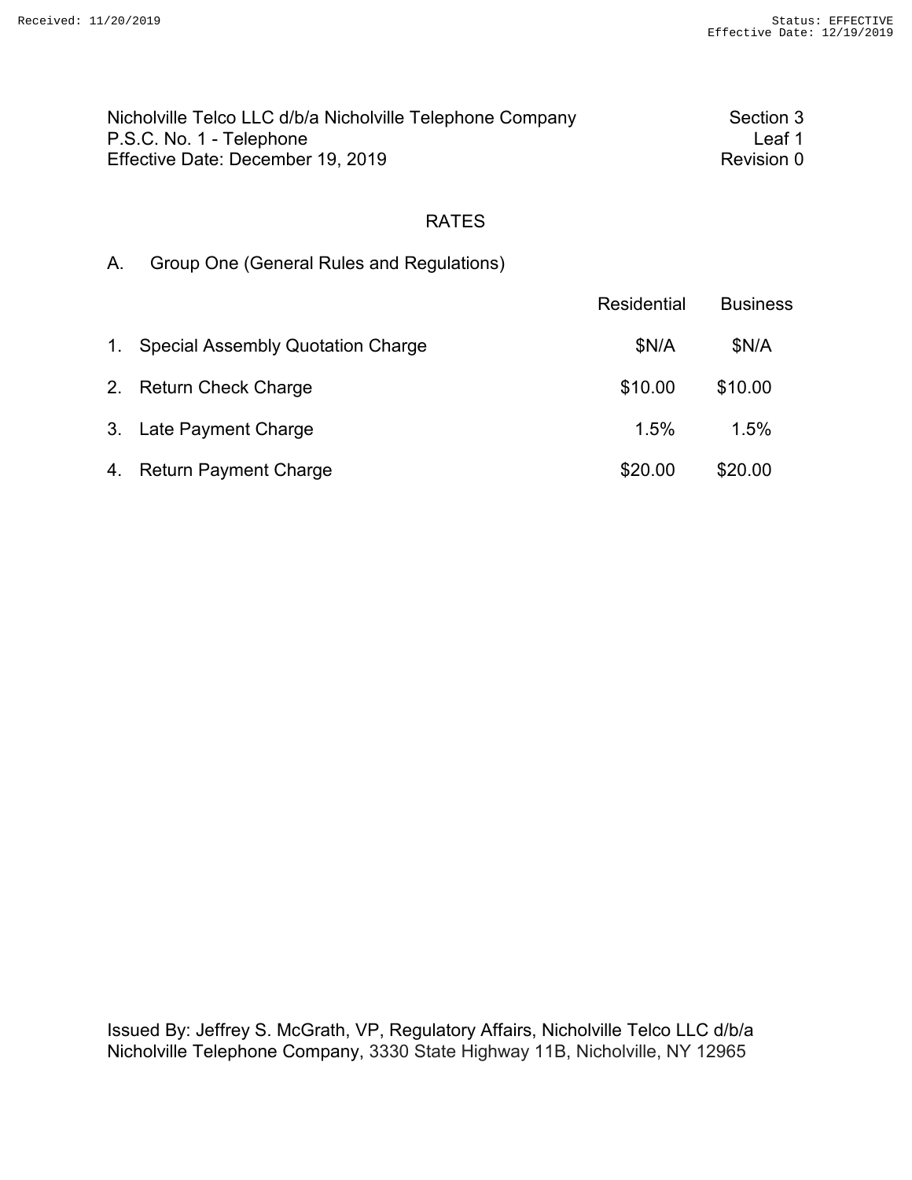Nicholville Telco LLC d/b/a Nicholville Telephone Company
P.S.C. No. 1 - Telephone
Effective Date: December 19, 2019

Section 3
Leaf 1
Revision 0

# RATES

## A. Group One (General Rules and Regulations)

| | Residential | Business |
|---|---|---|
| 1. Special Assembly Quotation Charge | $N/A | $N/A |
| 2. Return Check Charge | $10.00 | $10.00 |
| 3. Late Payment Charge | 1.5% | 1.5% |
| 4. Return Payment Charge | $20.00 | $20.00 |

Issued By: Jeffrey S. McGrath, VP, Regulatory Affairs, Nicholville Telco LLC d/b/a Nicholville Telephone Company, 3330 State Highway 11B, Nicholville, NY 12965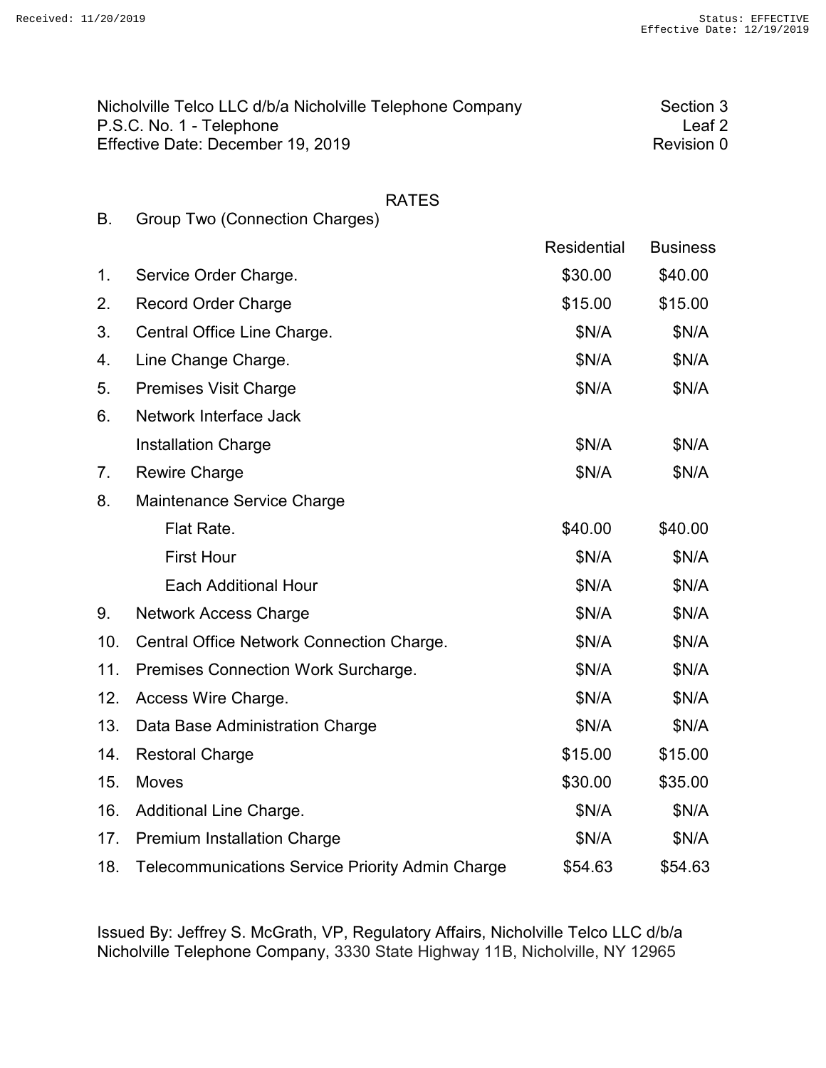Nicholville Telco LLC d/b/a Nicholville Telephone Company
P.S.C. No. 1 - Telephone
Effective Date: December 19, 2019

Section 3
Leaf 2
Revision 0

## RATES

B. Group Two (Connection Charges)

| | | Residential | Business |
|---|---|---|---|
| 1. | Service Order Charge. | $30.00 | $40.00 |
| 2. | Record Order Charge | $15.00 | $15.00 |
| 3. | Central Office Line Charge. | $N/A | $N/A |
| 4. | Line Change Charge. | $N/A | $N/A |
| 5. | Premises Visit Charge | $N/A | $N/A |
| 6. | Network Interface Jack Installation Charge | $N/A | $N/A |
| 7. | Rewire Charge | $N/A | $N/A |
| 8. | Maintenance Service Charge | | |
| | Flat Rate. | $40.00 | $40.00 |
| | First Hour | $N/A | $N/A |
| | Each Additional Hour | $N/A | $N/A |
| 9. | Network Access Charge | $N/A | $N/A |
| 10. | Central Office Network Connection Charge. | $N/A | $N/A |
| 11. | Premises Connection Work Surcharge. | $N/A | $N/A |
| 12. | Access Wire Charge. | $N/A | $N/A |
| 13. | Data Base Administration Charge | $N/A | $N/A |
| 14. | Restoral Charge | $15.00 | $15.00 |
| 15. | Moves | $30.00 | $35.00 |
| 16. | Additional Line Charge. | $N/A | $N/A |
| 17. | Premium Installation Charge | $N/A | $N/A |
| 18. | Telecommunications Service Priority Admin Charge | $54.63 | $54.63 |

Issued By: Jeffrey S. McGrath, VP, Regulatory Affairs, Nicholville Telco LLC d/b/a Nicholville Telephone Company, 3330 State Highway 11B, Nicholville, NY 12965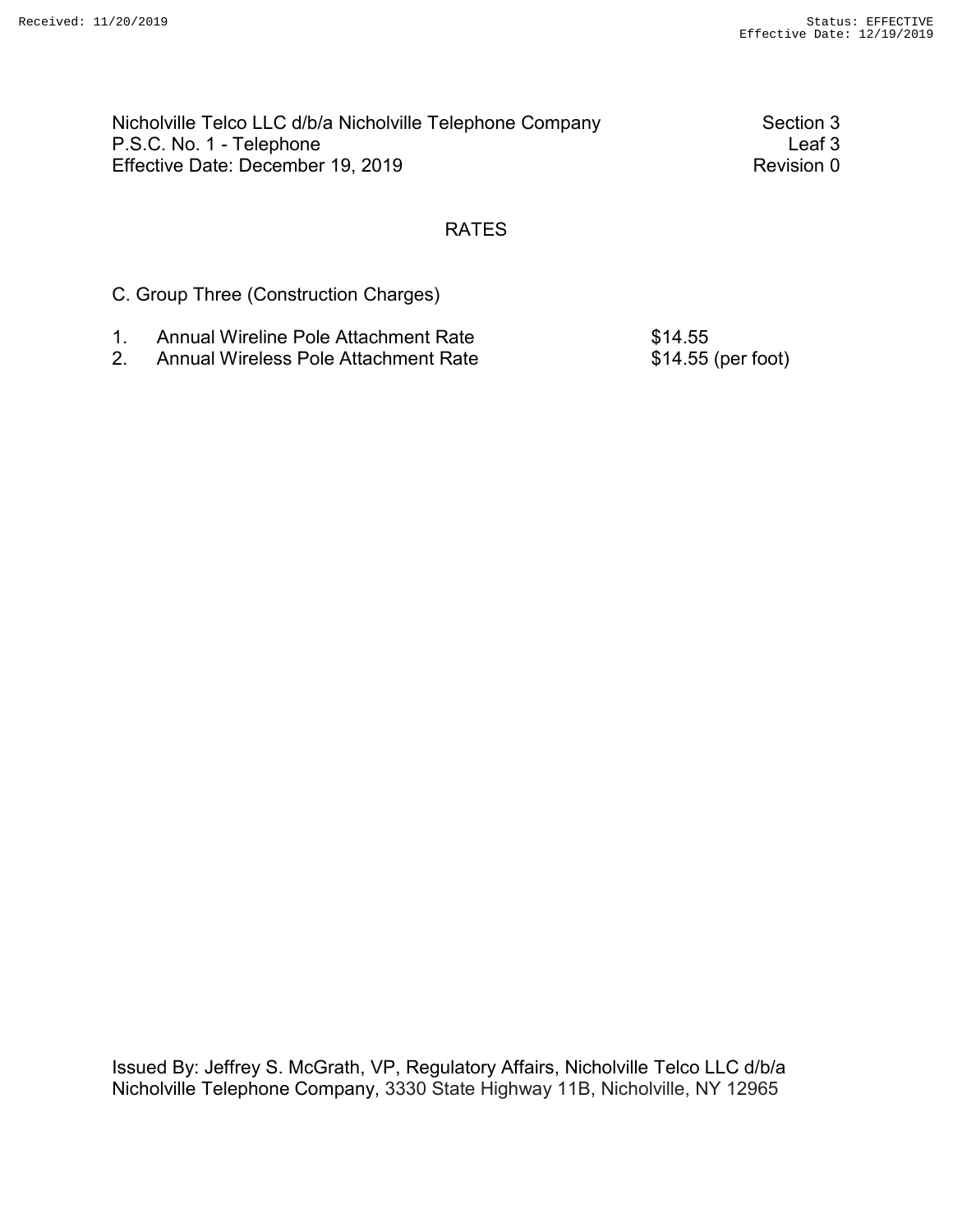Nicholville Telco LLC d/b/a Nicholville Telephone Company
P.S.C. No. 1 - Telephone
Effective Date: December 19, 2019

Section 3
Leaf 3
Revision 0

## RATES

### C. Group Three (Construction Charges)

| | | |
|---|---|---|
| 1. | Annual Wireline Pole Attachment Rate | $14.55 |
| 2. | Annual Wireless Pole Attachment Rate | $14.55 (per foot) |

Issued By: Jeffrey S. McGrath, VP, Regulatory Affairs, Nicholville Telco LLC d/b/a Nicholville Telephone Company, 3330 State Highway 11B, Nicholville, NY 12965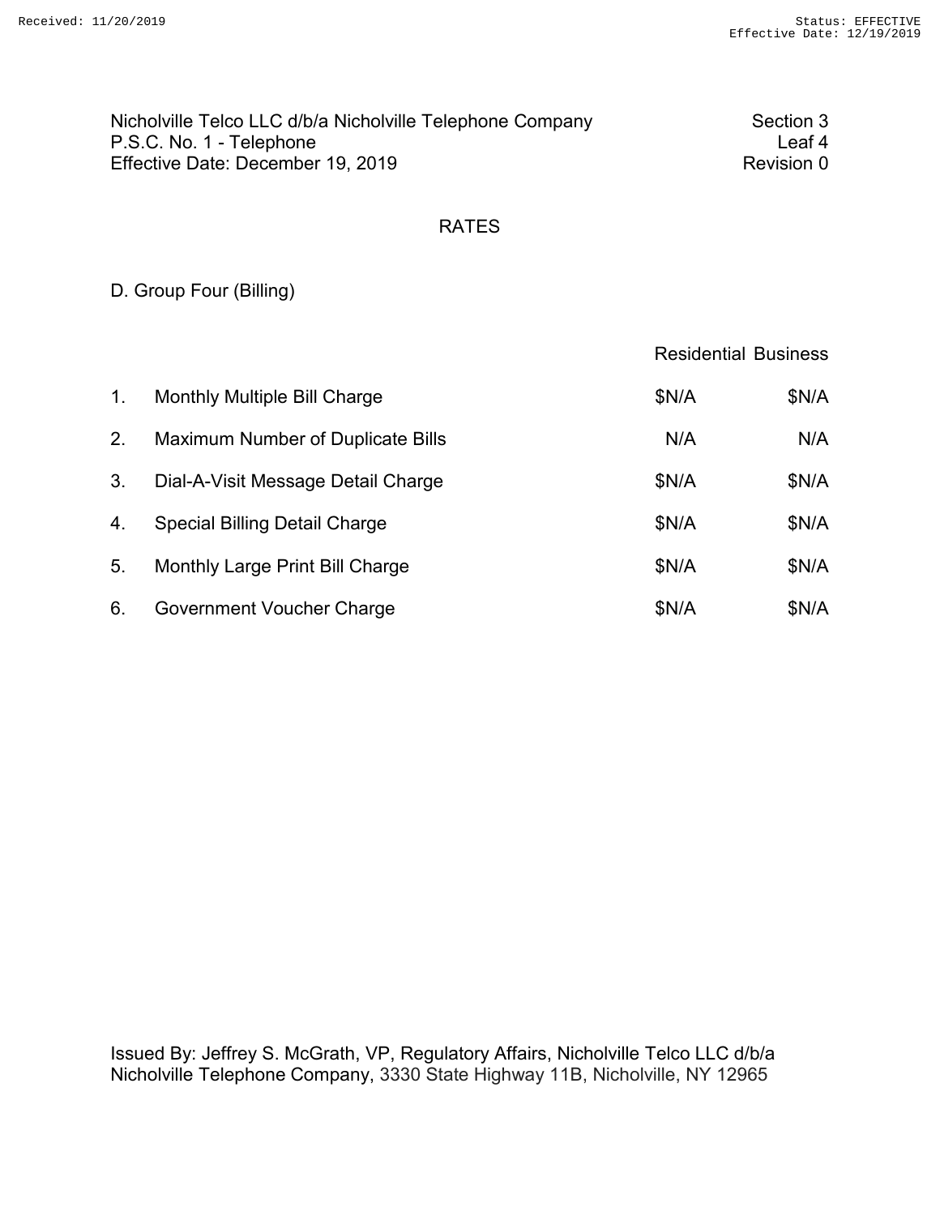Nicholville Telco LLC d/b/a Nicholville Telephone Company
P.S.C. No. 1 - Telephone
Effective Date: December 19, 2019

Section 3
Leaf 4
Revision 0

## RATES

### D. Group Four (Billing)

| | | Residential | Business |
|---|---|---|---|
| 1. | Monthly Multiple Bill Charge | $N/A | $N/A |
| 2. | Maximum Number of Duplicate Bills | N/A | N/A |
| 3. | Dial-A-Visit Message Detail Charge | $N/A | $N/A |
| 4. | Special Billing Detail Charge | $N/A | $N/A |
| 5. | Monthly Large Print Bill Charge | $N/A | $N/A |
| 6. | Government Voucher Charge | $N/A | $N/A |

Issued By: Jeffrey S. McGrath, VP, Regulatory Affairs, Nicholville Telco LLC d/b/a Nicholville Telephone Company, 3330 State Highway 11B, Nicholville, NY 12965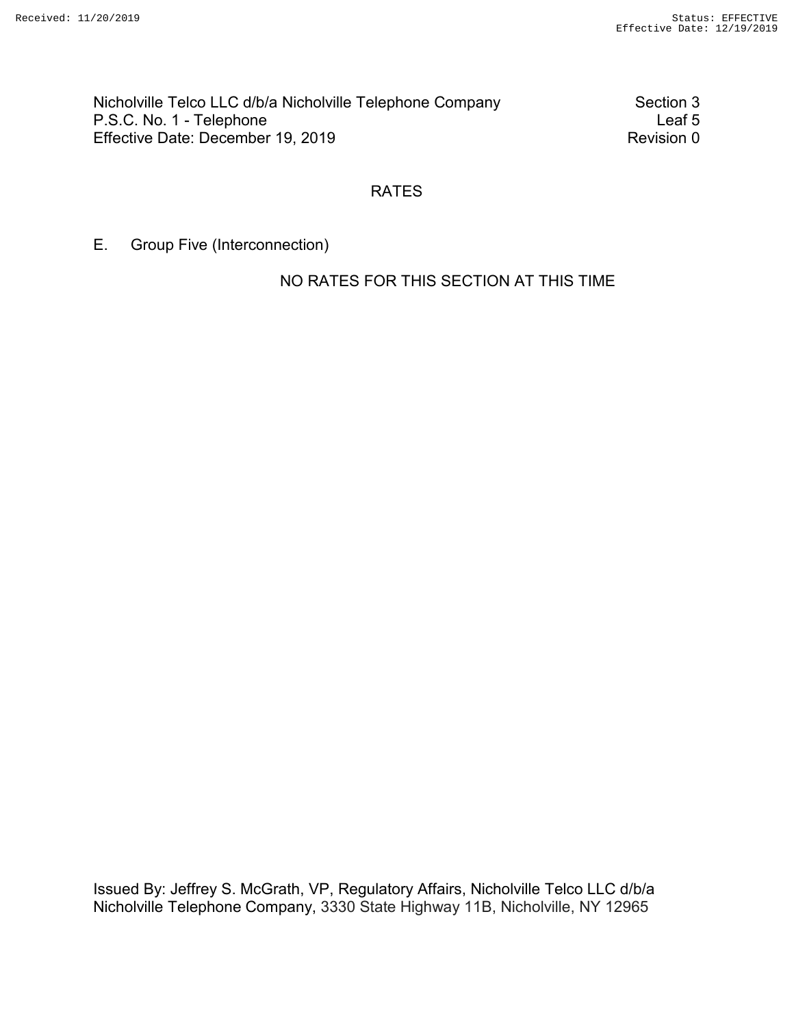Nicholville Telco LLC d/b/a Nicholville Telephone Company
P.S.C. No. 1 - Telephone
Effective Date: December 19, 2019

Section 3
Leaf 5
Revision 0

# RATES

E. Group Five (Interconnection)

NO RATES FOR THIS SECTION AT THIS TIME

Issued By: Jeffrey S. McGrath, VP, Regulatory Affairs, Nicholville Telco LLC d/b/a Nicholville Telephone Company, 3330 State Highway 11B, Nicholville, NY 12965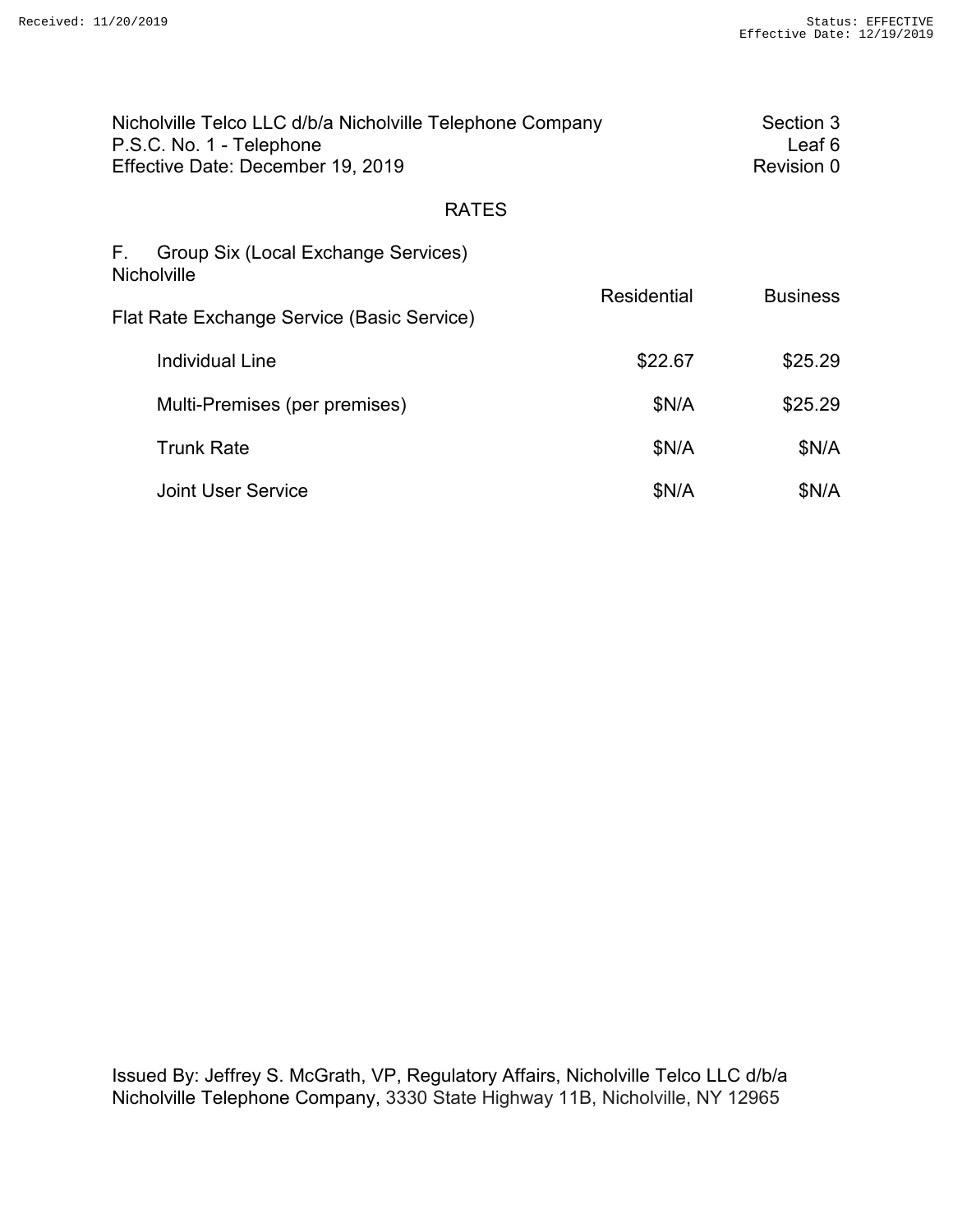Nicholville Telco LLC d/b/a Nicholville Telephone Company
P.S.C. No. 1 - Telephone
Effective Date: December 19, 2019

Section 3
Leaf 6
Revision 0

## RATES

### F. Group Six (Local Exchange Services)

Nicholville

| Flat Rate Exchange Service (Basic Service) | Residential | Business |
|---|---|---|
| Individual Line | $22.67 | $25.29 |
| Multi-Premises (per premises) | $N/A | $25.29 |
| Trunk Rate | $N/A | $N/A |
| Joint User Service | $N/A | $N/A |

Issued By: Jeffrey S. McGrath, VP, Regulatory Affairs, Nicholville Telco LLC d/b/a Nicholville Telephone Company, 3330 State Highway 11B, Nicholville, NY 12965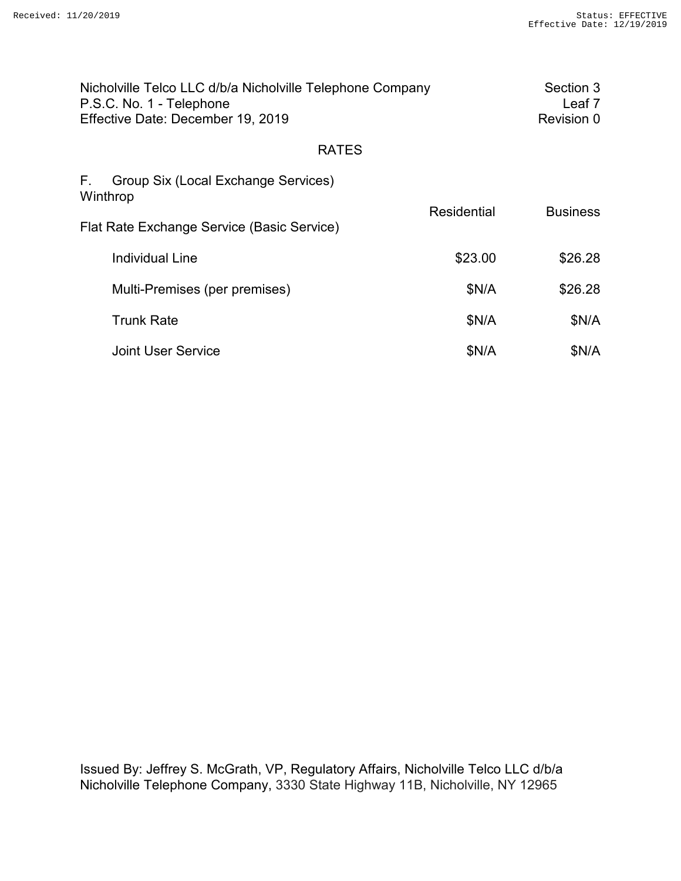Nicholville Telco LLC d/b/a Nicholville Telephone Company
P.S.C. No. 1 - Telephone
Effective Date: December 19, 2019

Section 3
Leaf 7
Revision 0

## RATES

F. Group Six (Local Exchange Services)
Winthrop

| Flat Rate Exchange Service (Basic Service) | Residential | Business |
|---|---|---|
| Individual Line | $23.00 | $26.28 |
| Multi-Premises (per premises) | $N/A | $26.28 |
| Trunk Rate | $N/A | $N/A |
| Joint User Service | $N/A | $N/A |

Issued By: Jeffrey S. McGrath, VP, Regulatory Affairs, Nicholville Telco LLC d/b/a Nicholville Telephone Company, 3330 State Highway 11B, Nicholville, NY 12965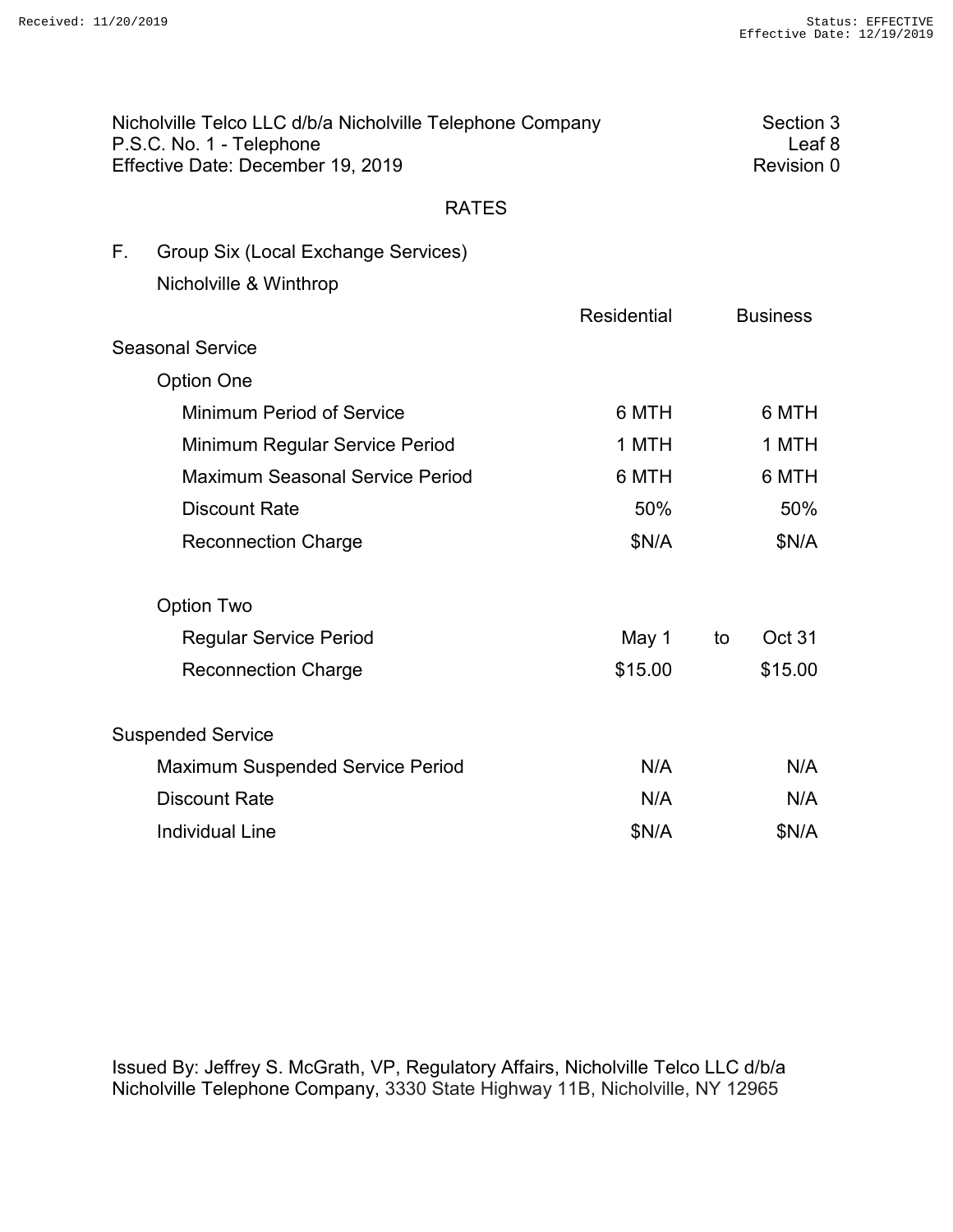Nicholville Telco LLC d/b/a Nicholville Telephone Company
P.S.C. No. 1 - Telephone
Effective Date: December 19, 2019

Section 3
Leaf 8
Revision 0

## RATES

### F. Group Six (Local Exchange Services)

Nicholville & Winthrop

| | Residential | | Business |
|---|---|---|---|
| **Seasonal Service** | | | |
| Option One | | | |
| Minimum Period of Service | 6 MTH | | 6 MTH |
| Minimum Regular Service Period | 1 MTH | | 1 MTH |
| Maximum Seasonal Service Period | 6 MTH | | 6 MTH |
| Discount Rate | 50% | | 50% |
| Reconnection Charge | $N/A | | $N/A |
| Option Two | | | |
| Regular Service Period | May 1 | to | Oct 31 |
| Reconnection Charge | $15.00 | | $15.00 |
| **Suspended Service** | | | |
| Maximum Suspended Service Period | N/A | | N/A |
| Discount Rate | N/A | | N/A |
| Individual Line | $N/A | | $N/A |

Issued By: Jeffrey S. McGrath, VP, Regulatory Affairs, Nicholville Telco LLC d/b/a Nicholville Telephone Company, 3330 State Highway 11B, Nicholville, NY 12965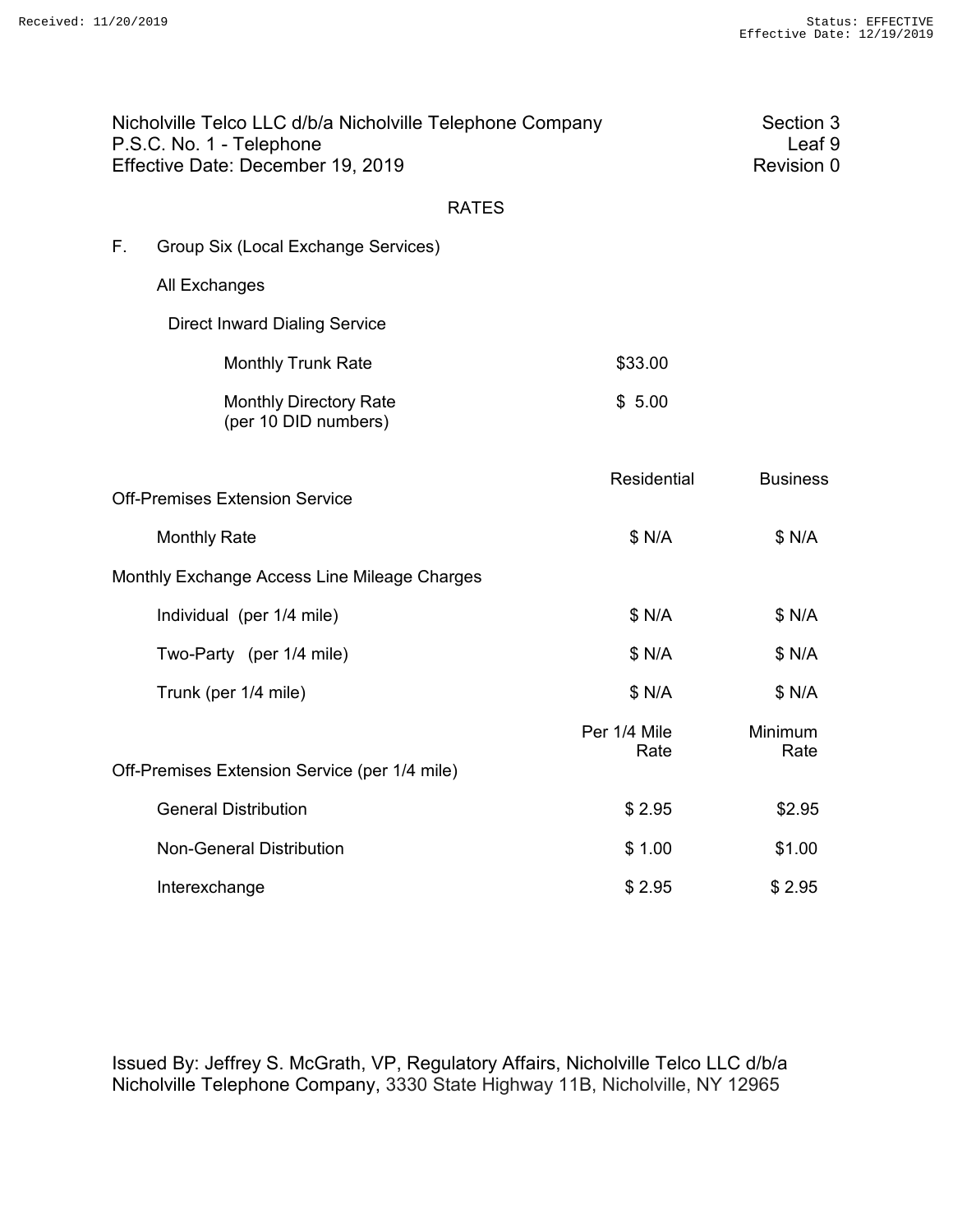Nicholville Telco LLC d/b/a Nicholville Telephone Company
P.S.C. No. 1 - Telephone
Effective Date: December 19, 2019

Section 3
Leaf 9
Revision 0

## RATES

F. Group Six (Local Exchange Services)

All Exchanges

Direct Inward Dialing Service

| | |
|---|---|
| Monthly Trunk Rate | $33.00 |
| Monthly Directory Rate (per 10 DID numbers) | $ 5.00 |

| | Residential | Business |
|---|---|---|
| **Off-Premises Extension Service** | | |
| Monthly Rate | $ N/A | $ N/A |
| **Monthly Exchange Access Line Mileage Charges** | | |
| Individual (per 1/4 mile) | $ N/A | $ N/A |
| Two-Party (per 1/4 mile) | $ N/A | $ N/A |
| Trunk (per 1/4 mile) | $ N/A | $ N/A |

| | Per 1/4 Mile Rate | Minimum Rate |
|---|---|---|
| **Off-Premises Extension Service (per 1/4 mile)** | | |
| General Distribution | $ 2.95 | $2.95 |
| Non-General Distribution | $ 1.00 | $1.00 |
| Interexchange | $ 2.95 | $ 2.95 |

Issued By: Jeffrey S. McGrath, VP, Regulatory Affairs, Nicholville Telco LLC d/b/a Nicholville Telephone Company, 3330 State Highway 11B, Nicholville, NY 12965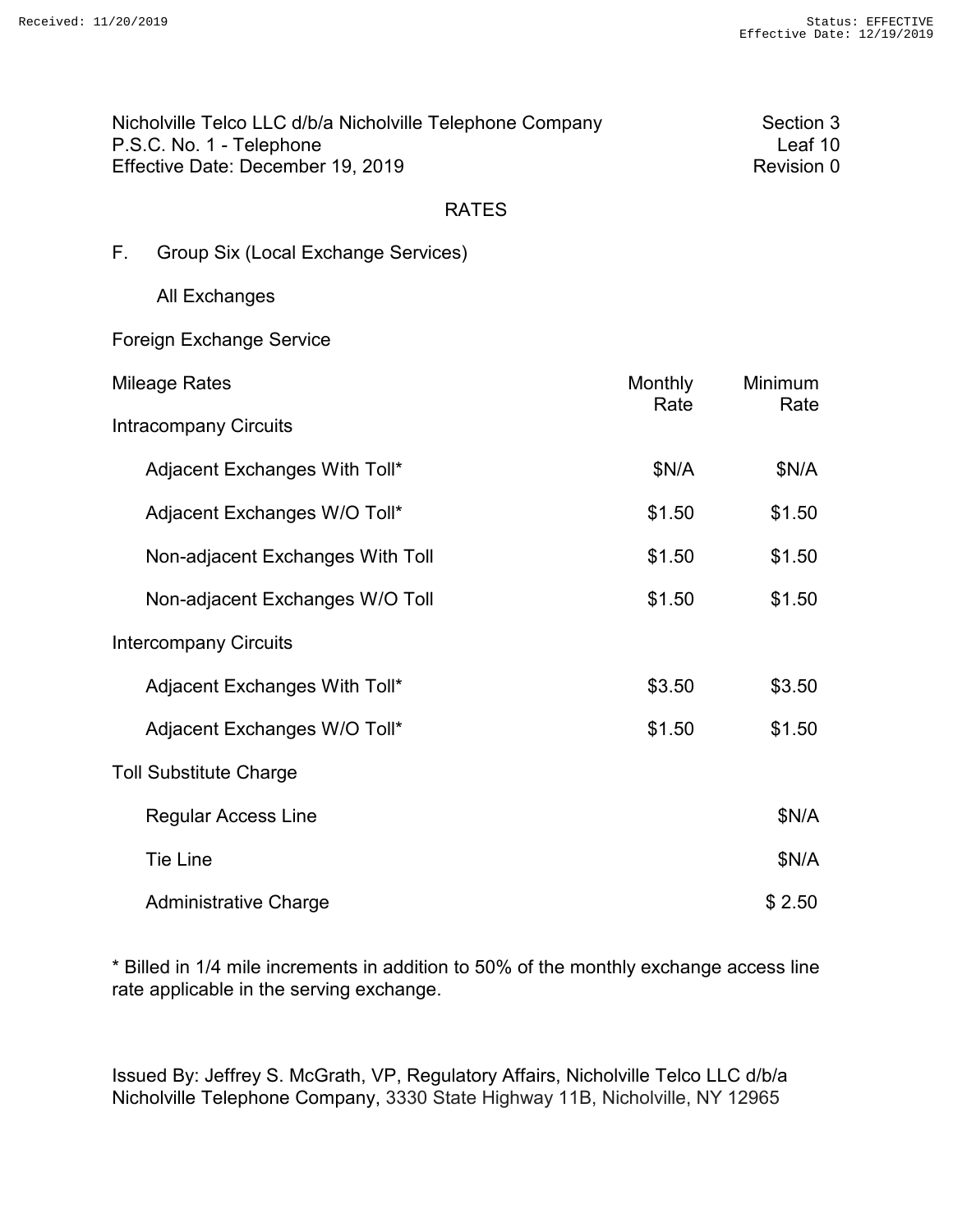Nicholville Telco LLC d/b/a Nicholville Telephone Company
P.S.C. No. 1 - Telephone
Effective Date: December 19, 2019

Section 3
Leaf 10
Revision 0

## RATES

### F. Group Six (Local Exchange Services)

All Exchanges

Foreign Exchange Service

| Mileage Rates | Monthly Rate | Minimum Rate |
|---|---|---|
| **Intracompany Circuits** | | |
| Adjacent Exchanges With Toll* | $N/A | $N/A |
| Adjacent Exchanges W/O Toll* | $1.50 | $1.50 |
| Non-adjacent Exchanges With Toll | $1.50 | $1.50 |
| Non-adjacent Exchanges W/O Toll | $1.50 | $1.50 |
| **Intercompany Circuits** | | |
| Adjacent Exchanges With Toll* | $3.50 | $3.50 |
| Adjacent Exchanges W/O Toll* | $1.50 | $1.50 |
| **Toll Substitute Charge** | | |
| Regular Access Line | | $N/A |
| Tie Line | | $N/A |
| Administrative Charge | | $ 2.50 |

* Billed in 1/4 mile increments in addition to 50% of the monthly exchange access line rate applicable in the serving exchange.

Issued By: Jeffrey S. McGrath, VP, Regulatory Affairs, Nicholville Telco LLC d/b/a Nicholville Telephone Company, 3330 State Highway 11B, Nicholville, NY 12965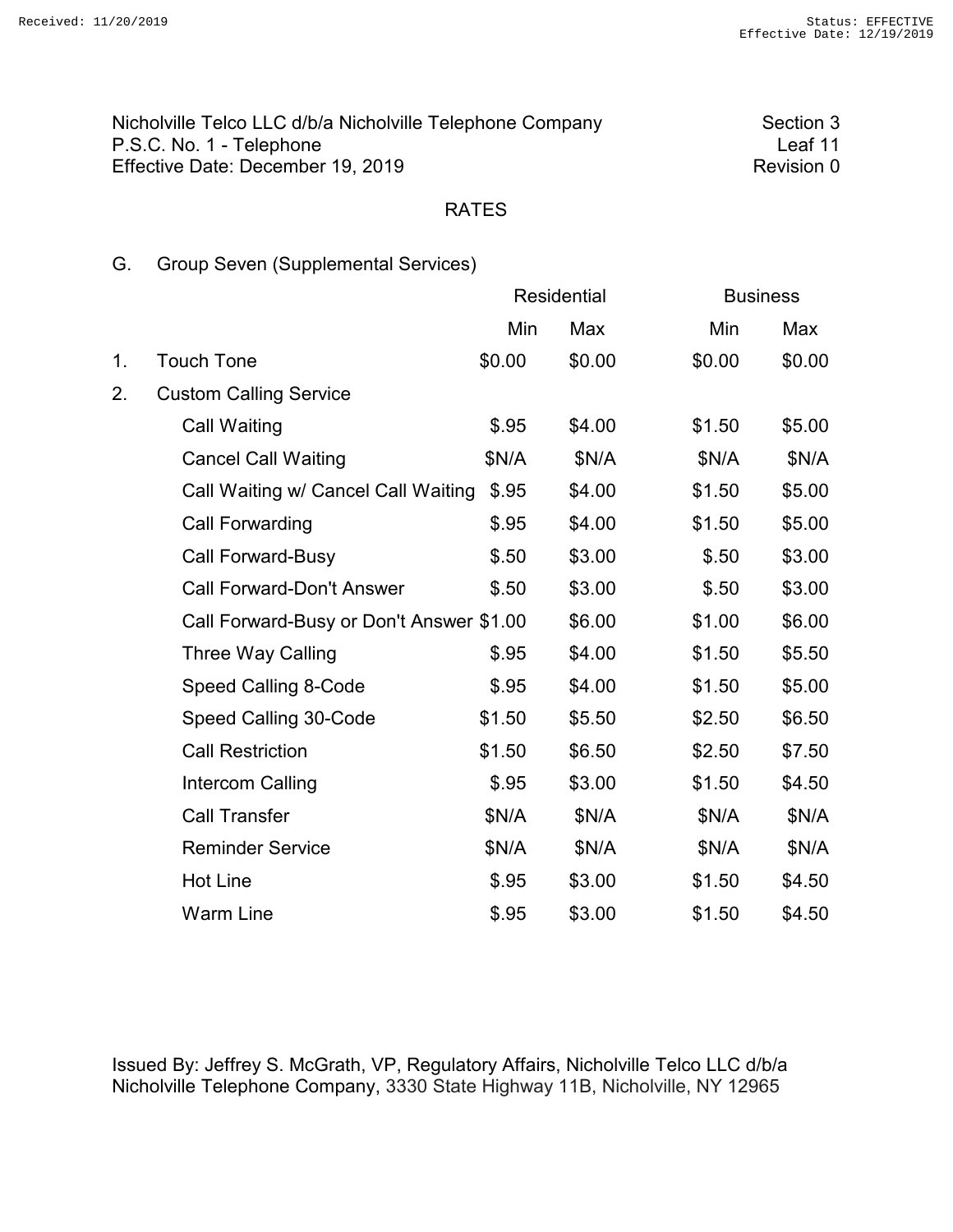Nicholville Telco LLC d/b/a Nicholville Telephone Company
P.S.C. No. 1 - Telephone
Effective Date: December 19, 2019

Section 3
Leaf 11
Revision 0

## RATES

G. Group Seven (Supplemental Services)

| | | Residential | | Business | |
|---|---|---|---|---|---|
| | | Min | Max | Min | Max |
| 1. | Touch Tone | $0.00 | $0.00 | $0.00 | $0.00 |
| 2. | Custom Calling Service | | | | |
| | Call Waiting | $.95 | $4.00 | $1.50 | $5.00 |
| | Cancel Call Waiting | $N/A | $N/A | $N/A | $N/A |
| | Call Waiting w/ Cancel Call Waiting | $.95 | $4.00 | $1.50 | $5.00 |
| | Call Forwarding | $.95 | $4.00 | $1.50 | $5.00 |
| | Call Forward-Busy | $.50 | $3.00 | $.50 | $3.00 |
| | Call Forward-Don't Answer | $.50 | $3.00 | $.50 | $3.00 |
| | Call Forward-Busy or Don't Answer | $1.00 | $6.00 | $1.00 | $6.00 |
| | Three Way Calling | $.95 | $4.00 | $1.50 | $5.50 |
| | Speed Calling 8-Code | $.95 | $4.00 | $1.50 | $5.00 |
| | Speed Calling 30-Code | $1.50 | $5.50 | $2.50 | $6.50 |
| | Call Restriction | $1.50 | $6.50 | $2.50 | $7.50 |
| | Intercom Calling | $.95 | $3.00 | $1.50 | $4.50 |
| | Call Transfer | $N/A | $N/A | $N/A | $N/A |
| | Reminder Service | $N/A | $N/A | $N/A | $N/A |
| | Hot Line | $.95 | $3.00 | $1.50 | $4.50 |
| | Warm Line | $.95 | $3.00 | $1.50 | $4.50 |

Issued By: Jeffrey S. McGrath, VP, Regulatory Affairs, Nicholville Telco LLC d/b/a Nicholville Telephone Company, 3330 State Highway 11B, Nicholville, NY 12965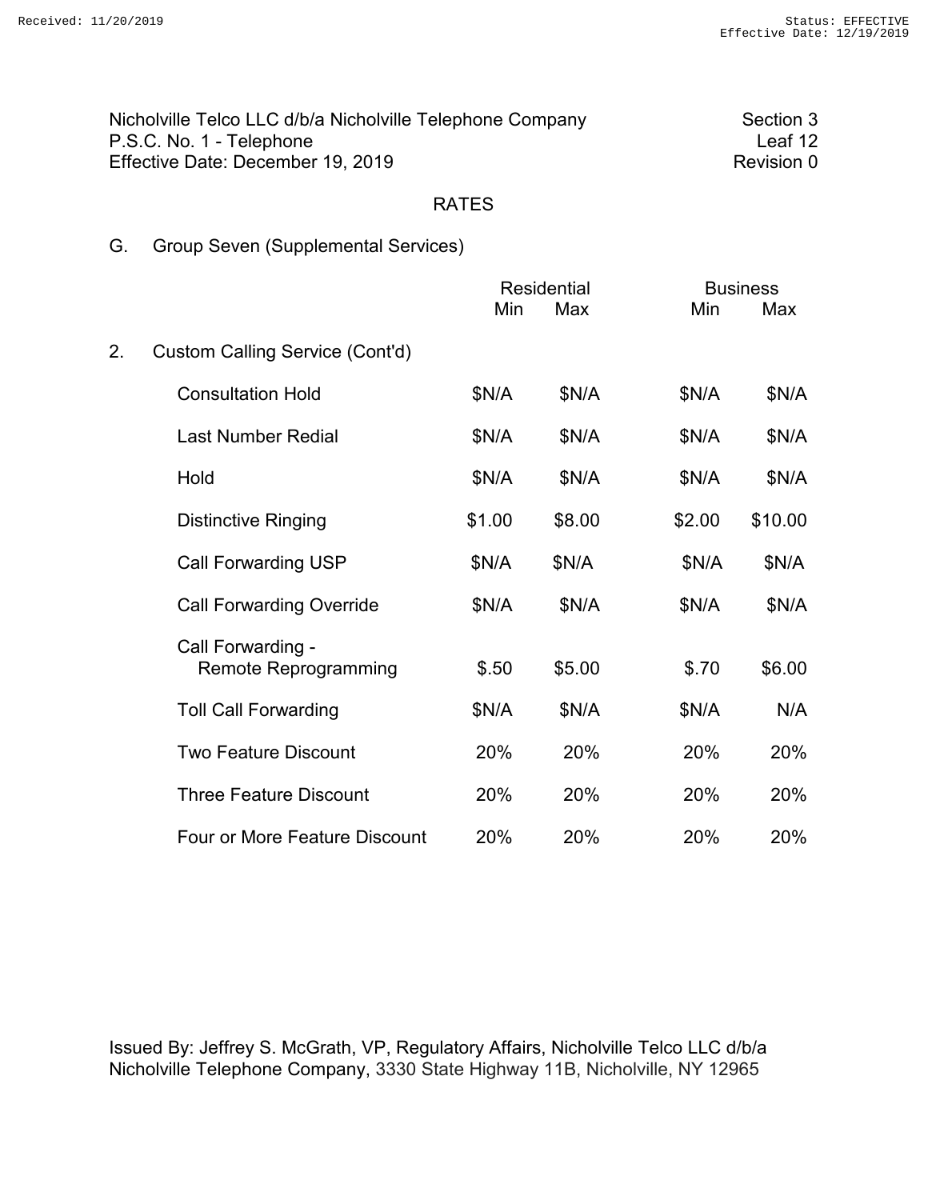Nicholville Telco LLC d/b/a Nicholville Telephone Company
P.S.C. No. 1 - Telephone
Effective Date: December 19, 2019

Section 3
Leaf 12
Revision 0

## RATES

G. Group Seven (Supplemental Services)

| | Residential | | Business | |
|---|---|---|---|---|
| | Min | Max | Min | Max |
| 2. Custom Calling Service (Cont'd) | | | | |
| Consultation Hold | $N/A | $N/A | $N/A | $N/A |
| Last Number Redial | $N/A | $N/A | $N/A | $N/A |
| Hold | $N/A | $N/A | $N/A | $N/A |
| Distinctive Ringing | $1.00 | $8.00 | $2.00 | $10.00 |
| Call Forwarding USP | $N/A | $N/A | $N/A | $N/A |
| Call Forwarding Override | $N/A | $N/A | $N/A | $N/A |
| Call Forwarding - Remote Reprogramming | $.50 | $5.00 | $.70 | $6.00 |
| Toll Call Forwarding | $N/A | $N/A | $N/A | N/A |
| Two Feature Discount | 20% | 20% | 20% | 20% |
| Three Feature Discount | 20% | 20% | 20% | 20% |
| Four or More Feature Discount | 20% | 20% | 20% | 20% |

Issued By: Jeffrey S. McGrath, VP, Regulatory Affairs, Nicholville Telco LLC d/b/a Nicholville Telephone Company, 3330 State Highway 11B, Nicholville, NY 12965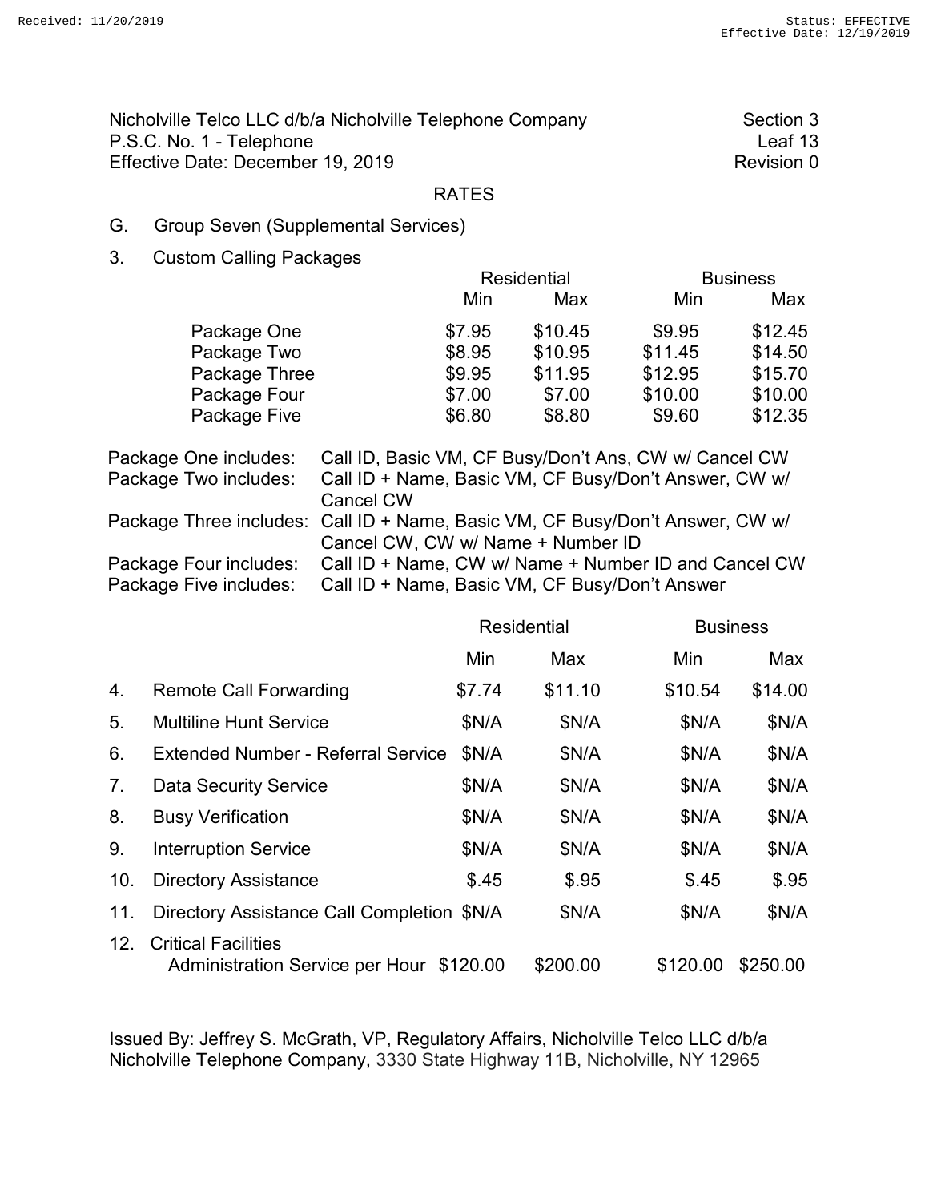Nicholville Telco LLC d/b/a Nicholville Telephone Company
P.S.C. No. 1 - Telephone
Effective Date: December 19, 2019

Section 3
Leaf 13
Revision 0

## RATES

G. Group Seven (Supplemental Services)

3. Custom Calling Packages

| | Residential | | Business | |
|---|---|---|---|---|
| | Min | Max | Min | Max |
| Package One | $7.95 | $10.45 | $9.95 | $12.45 |
| Package Two | $8.95 | $10.95 | $11.45 | $14.50 |
| Package Three | $9.95 | $11.95 | $12.95 | $15.70 |
| Package Four | $7.00 | $7.00 | $10.00 | $10.00 |
| Package Five | $6.80 | $8.80 | $9.60 | $12.35 |

Package One includes: Call ID, Basic VM, CF Busy/Don't Ans, CW w/ Cancel CW
Package Two includes: Call ID + Name, Basic VM, CF Busy/Don't Answer, CW w/ Cancel CW
Package Three includes: Call ID + Name, Basic VM, CF Busy/Don't Answer, CW w/ Cancel CW, CW w/ Name + Number ID
Package Four includes: Call ID + Name, CW w/ Name + Number ID and Cancel CW
Package Five includes: Call ID + Name, Basic VM, CF Busy/Don't Answer

| | | Residential | | Business | |
|---|---|---|---|---|---|
| | | Min | Max | Min | Max |
| 4. | Remote Call Forwarding | $7.74 | $11.10 | $10.54 | $14.00 |
| 5. | Multiline Hunt Service | $N/A | $N/A | $N/A | $N/A |
| 6. | Extended Number - Referral Service | $N/A | $N/A | $N/A | $N/A |
| 7. | Data Security Service | $N/A | $N/A | $N/A | $N/A |
| 8. | Busy Verification | $N/A | $N/A | $N/A | $N/A |
| 9. | Interruption Service | $N/A | $N/A | $N/A | $N/A |
| 10. | Directory Assistance | $.45 | $.95 | $.45 | $.95 |
| 11. | Directory Assistance Call Completion | $N/A | $N/A | $N/A | $N/A |
| 12. | Critical Facilities Administration Service per Hour | $120.00 | $200.00 | $120.00 | $250.00 |

Issued By: Jeffrey S. McGrath, VP, Regulatory Affairs, Nicholville Telco LLC d/b/a Nicholville Telephone Company, 3330 State Highway 11B, Nicholville, NY 12965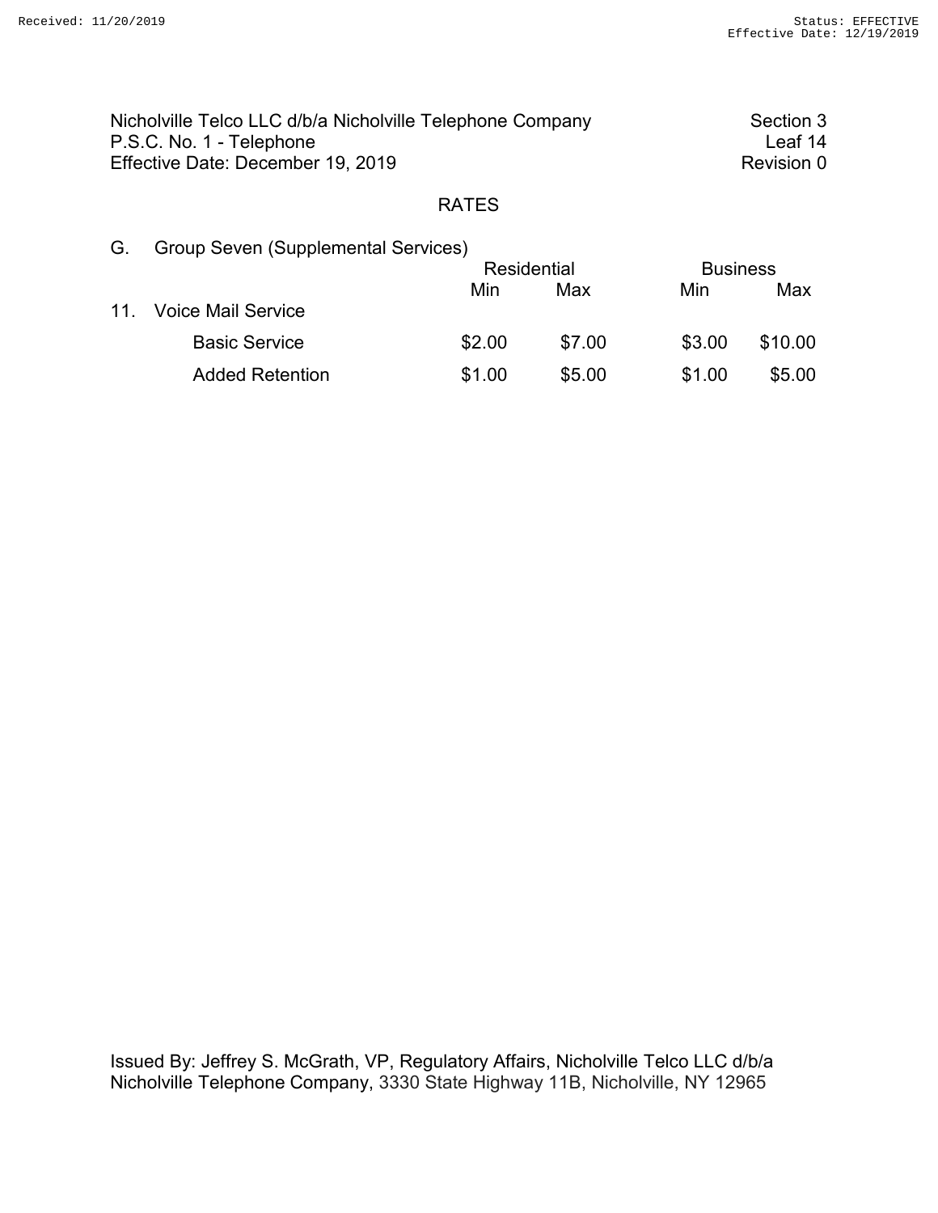Nicholville Telco LLC d/b/a Nicholville Telephone Company
P.S.C. No. 1 - Telephone
Effective Date: December 19, 2019

Section 3
Leaf 14
Revision 0

## RATES

G. Group Seven (Supplemental Services)

| | Residential | | Business | |
|---|---|---|---|---|
| | Min | Max | Min | Max |
| 11. Voice Mail Service | | | | |
| Basic Service | $2.00 | $7.00 | $3.00 | $10.00 |
| Added Retention | $1.00 | $5.00 | $1.00 | $5.00 |

Issued By: Jeffrey S. McGrath, VP, Regulatory Affairs, Nicholville Telco LLC d/b/a Nicholville Telephone Company, 3330 State Highway 11B, Nicholville, NY 12965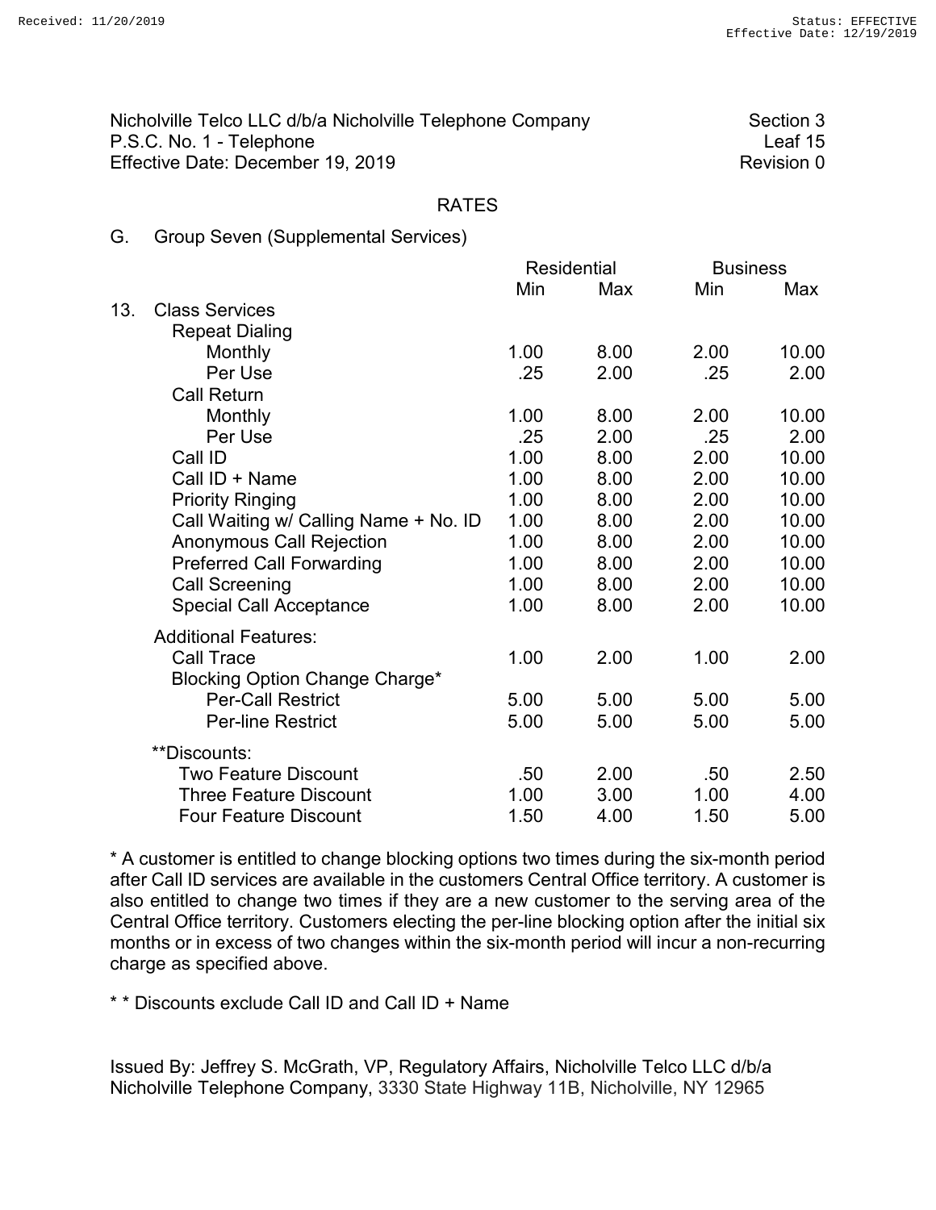Nicholville Telco LLC d/b/a Nicholville Telephone Company
P.S.C. No. 1 - Telephone
Effective Date: December 19, 2019

Section 3
Leaf 15
Revision 0

## RATES

### G. Group Seven (Supplemental Services)

| | Residential | | Business | |
|---|---|---|---|---|
| | Min | Max | Min | Max |
| **13. Class Services** | | | | |
| Repeat Dialing | | | | |
| Monthly | 1.00 | 8.00 | 2.00 | 10.00 |
| Per Use | .25 | 2.00 | .25 | 2.00 |
| Call Return | | | | |
| Monthly | 1.00 | 8.00 | 2.00 | 10.00 |
| Per Use | .25 | 2.00 | .25 | 2.00 |
| Call ID | 1.00 | 8.00 | 2.00 | 10.00 |
| Call ID + Name | 1.00 | 8.00 | 2.00 | 10.00 |
| Priority Ringing | 1.00 | 8.00 | 2.00 | 10.00 |
| Call Waiting w/ Calling Name + No. ID | 1.00 | 8.00 | 2.00 | 10.00 |
| Anonymous Call Rejection | 1.00 | 8.00 | 2.00 | 10.00 |
| Preferred Call Forwarding | 1.00 | 8.00 | 2.00 | 10.00 |
| Call Screening | 1.00 | 8.00 | 2.00 | 10.00 |
| Special Call Acceptance | 1.00 | 8.00 | 2.00 | 10.00 |
| **Additional Features:** | | | | |
| Call Trace | 1.00 | 2.00 | 1.00 | 2.00 |
| Blocking Option Change Charge* | | | | |
| Per-Call Restrict | 5.00 | 5.00 | 5.00 | 5.00 |
| Per-line Restrict | 5.00 | 5.00 | 5.00 | 5.00 |
| **\*\*Discounts:** | | | | |
| Two Feature Discount | .50 | 2.00 | .50 | 2.50 |
| Three Feature Discount | 1.00 | 3.00 | 1.00 | 4.00 |
| Four Feature Discount | 1.50 | 4.00 | 1.50 | 5.00 |

* A customer is entitled to change blocking options two times during the six-month period after Call ID services are available in the customers Central Office territory. A customer is also entitled to change two times if they are a new customer to the serving area of the Central Office territory. Customers electing the per-line blocking option after the initial six months or in excess of two changes within the six-month period will incur a non-recurring charge as specified above.

* * Discounts exclude Call ID and Call ID + Name

Issued By: Jeffrey S. McGrath, VP, Regulatory Affairs, Nicholville Telco LLC d/b/a Nicholville Telephone Company, 3330 State Highway 11B, Nicholville, NY 12965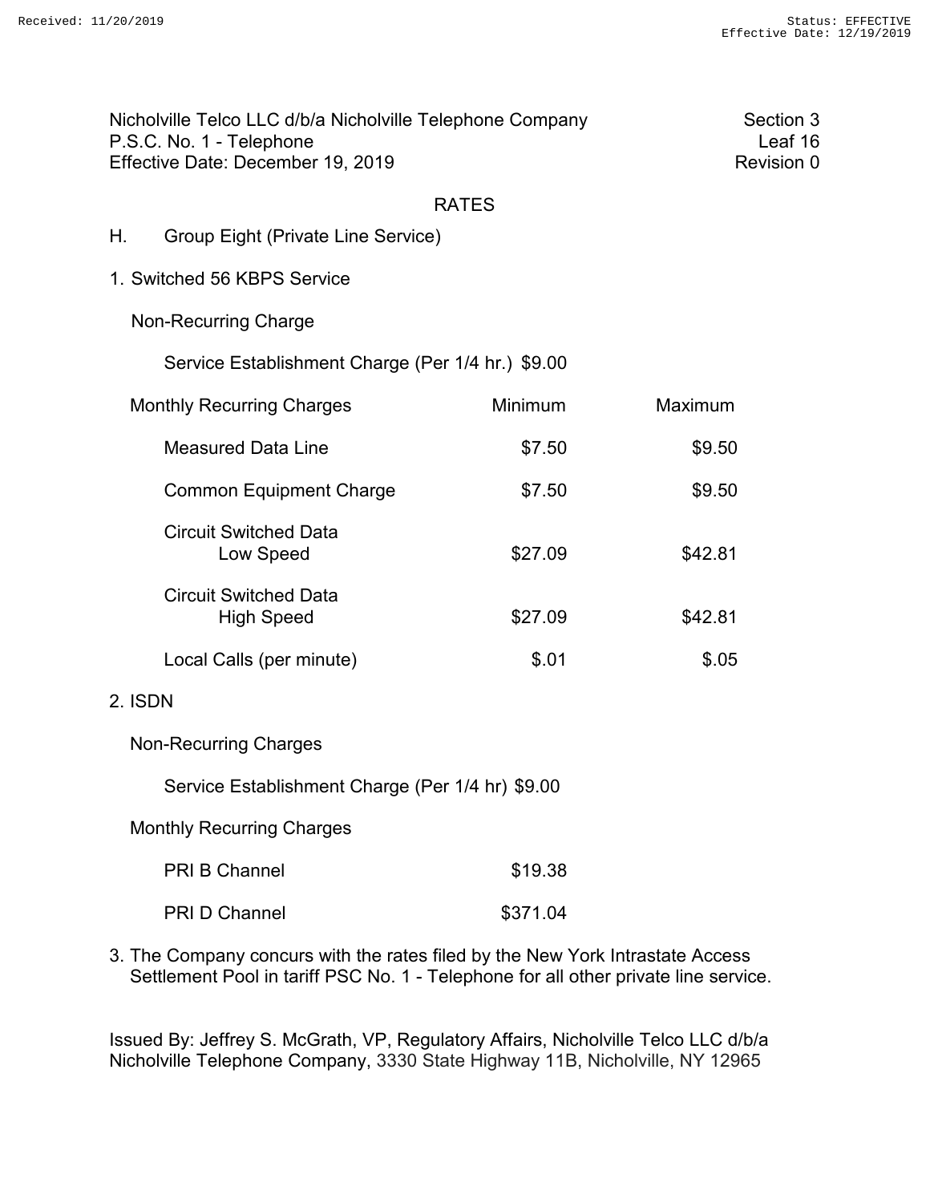Nicholville Telco LLC d/b/a Nicholville Telephone Company
P.S.C. No. 1 - Telephone
Effective Date: December 19, 2019

Section 3
Leaf 16
Revision 0

## RATES

### H. Group Eight (Private Line Service)

1. Switched 56 KBPS Service

Non-Recurring Charge

Service Establishment Charge (Per 1/4 hr.) $9.00

| Monthly Recurring Charges | Minimum | Maximum |
|---|---|---|
| Measured Data Line | $7.50 | $9.50 |
| Common Equipment Charge | $7.50 | $9.50 |
| Circuit Switched Data Low Speed | $27.09 | $42.81 |
| Circuit Switched Data High Speed | $27.09 | $42.81 |
| Local Calls (per minute) | $.01 | $.05 |

2. ISDN

Non-Recurring Charges

Service Establishment Charge (Per 1/4 hr) $9.00

Monthly Recurring Charges

| | |
|---|---|
| PRI B Channel | $19.38 |
| PRI D Channel | $371.04 |

3. The Company concurs with the rates filed by the New York Intrastate Access Settlement Pool in tariff PSC No. 1 - Telephone for all other private line service.

Issued By: Jeffrey S. McGrath, VP, Regulatory Affairs, Nicholville Telco LLC d/b/a Nicholville Telephone Company, 3330 State Highway 11B, Nicholville, NY 12965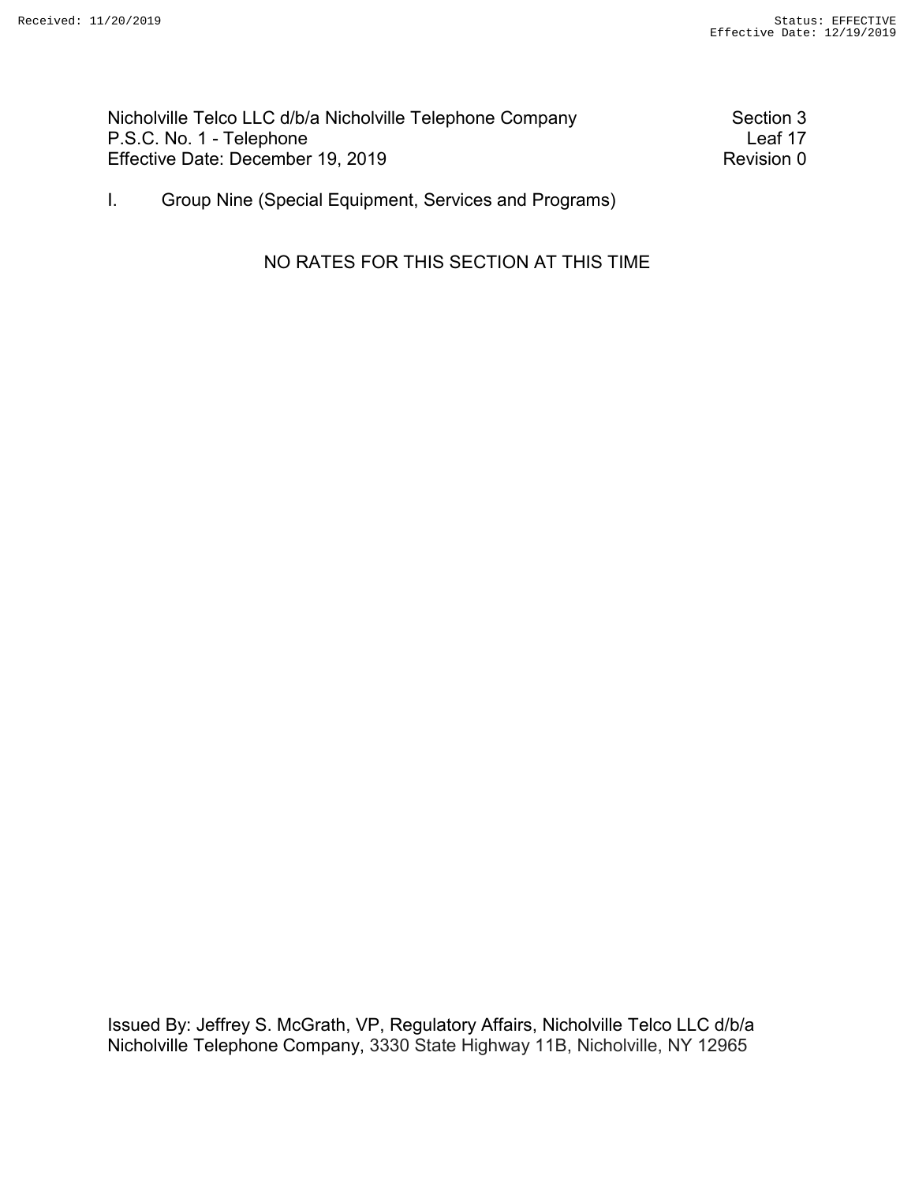Nicholville Telco LLC d/b/a Nicholville Telephone Company
P.S.C. No. 1 - Telephone
Effective Date: December 19, 2019

Section 3
Leaf 17
Revision 0

I. Group Nine (Special Equipment, Services and Programs)

NO RATES FOR THIS SECTION AT THIS TIME

Issued By: Jeffrey S. McGrath, VP, Regulatory Affairs, Nicholville Telco LLC d/b/a Nicholville Telephone Company, 3330 State Highway 11B, Nicholville, NY 12965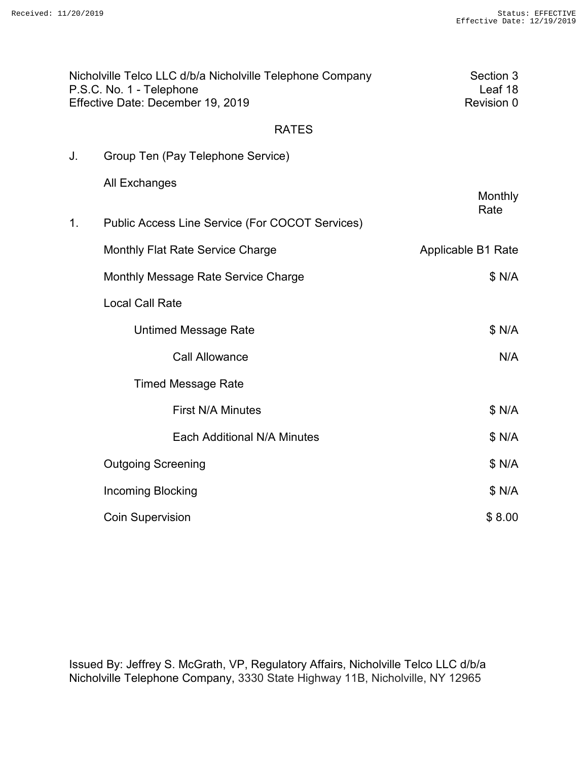Received: 11/20/2019 Status: EFFECTIVE
Effective Date: 12/19/2019

Nicholville Telco LLC d/b/a Nicholville Telephone Company
P.S.C. No. 1 - Telephone
Effective Date: December 19, 2019

Section 3
Leaf 18
Revision 0

## RATES

J. Group Ten (Pay Telephone Service)

All Exchanges

| | Monthly Rate |
|---|---|
| 1. Public Access Line Service (For COCOT Services) | |
| Monthly Flat Rate Service Charge | Applicable B1 Rate |
| Monthly Message Rate Service Charge | $ N/A |
| Local Call Rate | |
| Untimed Message Rate | $ N/A |
| Call Allowance | N/A |
| Timed Message Rate | |
| First N/A Minutes | $ N/A |
| Each Additional N/A Minutes | $ N/A |
| Outgoing Screening | $ N/A |
| Incoming Blocking | $ N/A |
| Coin Supervision | $ 8.00 |

Issued By: Jeffrey S. McGrath, VP, Regulatory Affairs, Nicholville Telco LLC d/b/a Nicholville Telephone Company, 3330 State Highway 11B, Nicholville, NY 12965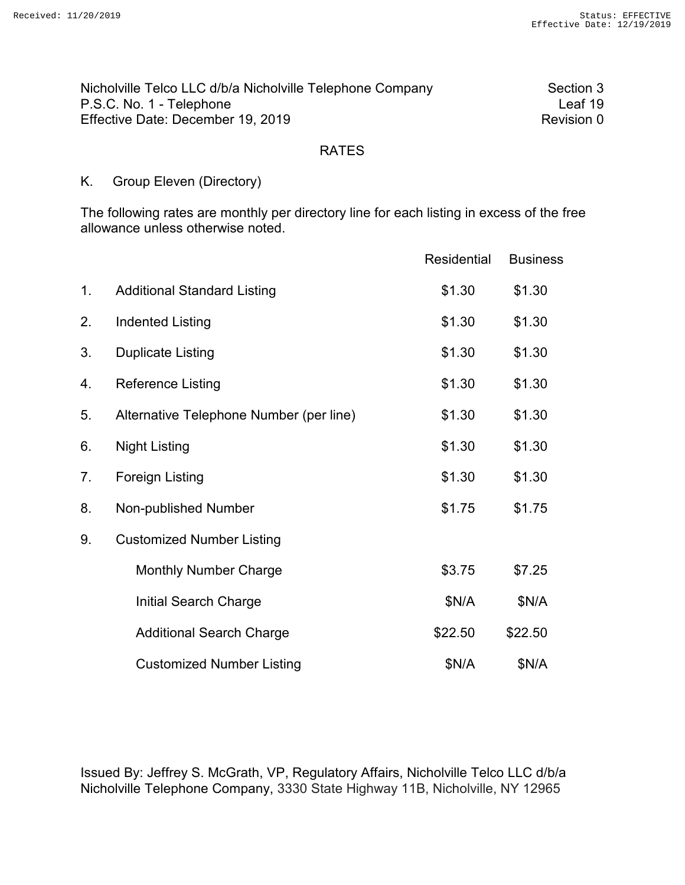Nicholville Telco LLC d/b/a Nicholville Telephone Company
P.S.C. No. 1 - Telephone
Effective Date: December 19, 2019

Section 3
Leaf 19
Revision 0

## RATES

### K. Group Eleven (Directory)

The following rates are monthly per directory line for each listing in excess of the free allowance unless otherwise noted.

| | | Residential | Business |
|---|---|---|---|
| 1. | Additional Standard Listing | $1.30 | $1.30 |
| 2. | Indented Listing | $1.30 | $1.30 |
| 3. | Duplicate Listing | $1.30 | $1.30 |
| 4. | Reference Listing | $1.30 | $1.30 |
| 5. | Alternative Telephone Number (per line) | $1.30 | $1.30 |
| 6. | Night Listing | $1.30 | $1.30 |
| 7. | Foreign Listing | $1.30 | $1.30 |
| 8. | Non-published Number | $1.75 | $1.75 |
| 9. | Customized Number Listing | | |
| | Monthly Number Charge | $3.75 | $7.25 |
| | Initial Search Charge | $N/A | $N/A |
| | Additional Search Charge | $22.50 | $22.50 |
| | Customized Number Listing | $N/A | $N/A |

Issued By: Jeffrey S. McGrath, VP, Regulatory Affairs, Nicholville Telco LLC d/b/a Nicholville Telephone Company, 3330 State Highway 11B, Nicholville, NY 12965